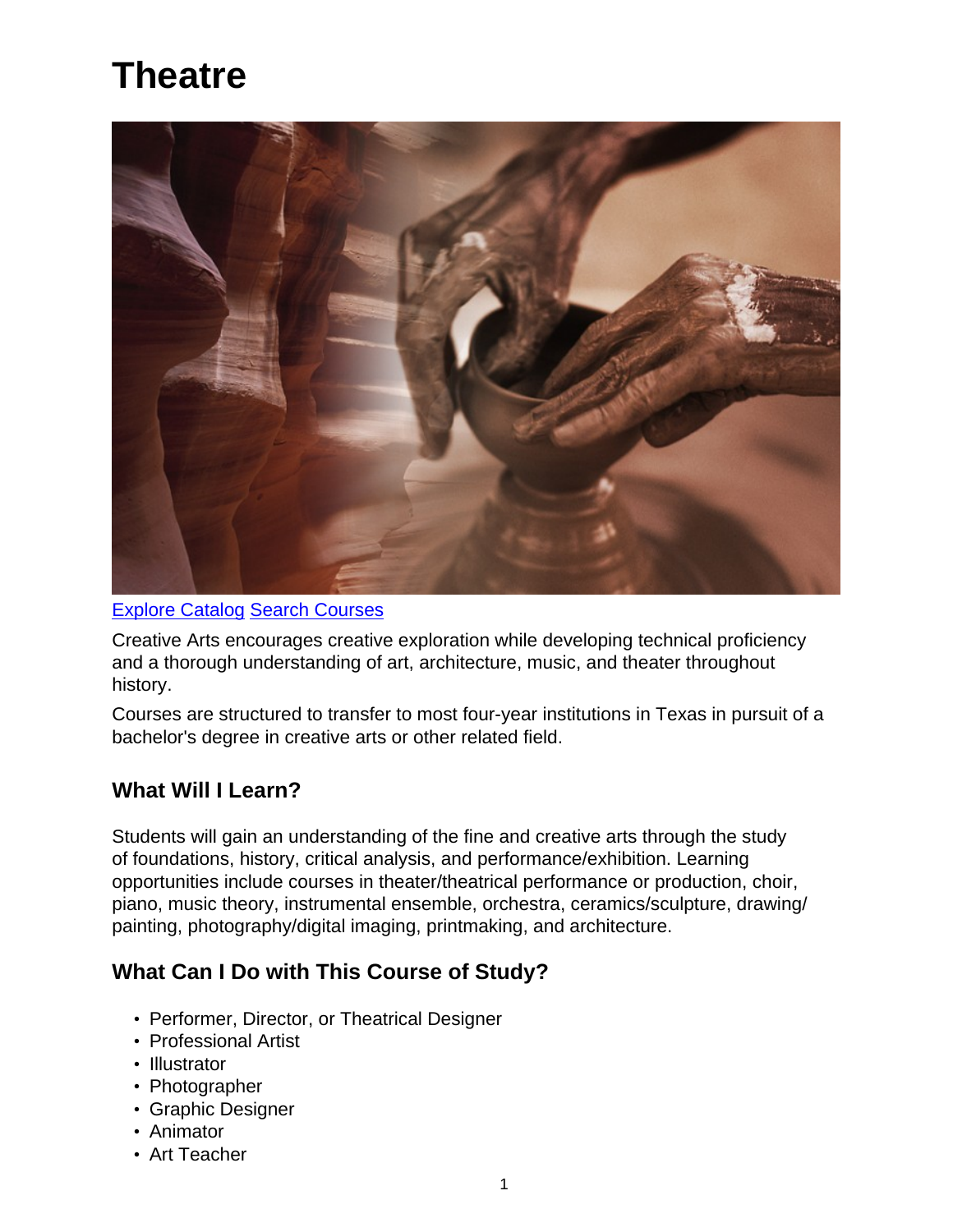# Theatre

[Explore Catalog](#) [Search Courses](#)

Creative Arts encourages creative exploration while developing technical proficiency and a thorough understanding of art, architecture, music, and theater throughout history.

Courses are structured to transfer to most four-year institutions in Texas in pursuit of a bachelor's degree in creative arts or other related field.

## What Will I Learn?

Students will gain an understanding of the fine and creative arts through the study of foundations, history, critical analysis, and performance/exhibition. Learning opportunities include courses in theater/theatrical performance or production, choir, piano, music theory, instrumental ensemble, orchestra, ceramics/sculpture, drawing/painting, photography/digital imaging, printmaking, and architecture.

## What Can I Do with This Course of Study?

- Performer, Director, or Theatrical Designer
- Professional Artist
- Illustrator
- Photographer
- Graphic Designer
- Animator
- Art Teacher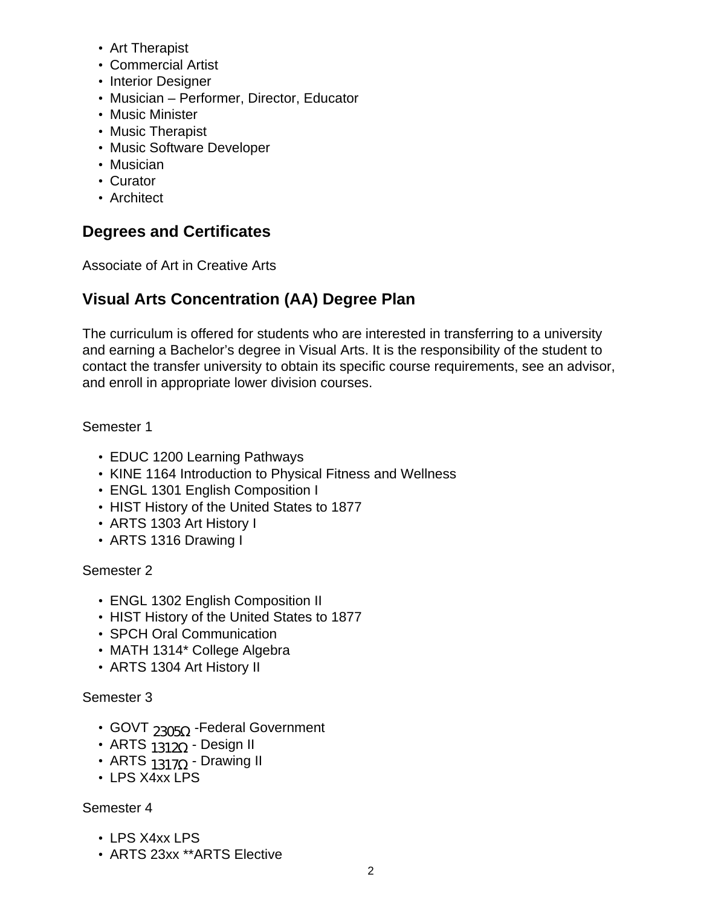- Art Therapist
- Commercial Artist
- Interior Designer
- Musician – Performer, Director, Educator
- Music Minister
- Music Therapist
- Music Software Developer
- Musician
- Curator
- Architect

## Degrees and Certificates

Associate of Art in Creative Arts

## Visual Arts Concentration (AA) Degree Plan

The curriculum is offered for students who are interested in transferring to a university and earning a Bachelor's degree in Visual Arts. It is the responsibility of the student to contact the transfer university to obtain its specific course requirements, see an advisor, and enroll in appropriate lower division courses.

Semester 1

- EDUC 1200 Learning Pathways
- KINE 1164 Introduction to Physical Fitness and Wellness
- ENGL 1301 English Composition I
- HIST History of the United States to 1877
- ARTS 1303 Art History I
- ARTS 1316 Drawing I

Semester 2

- ENGL 1302 English Composition II
- HIST History of the United States to 1877
- SPCH Oral Communication
- MATH 1314* College Algebra
- ARTS 1304 Art History II

Semester 3

- GOVT 2305Ω -Federal Government
- ARTS 1312Ω - Design II
- ARTS 1317Ω - Drawing II
- LPS X4xx LPS

Semester 4

- LPS X4xx LPS
- ARTS 23xx **ARTS Elective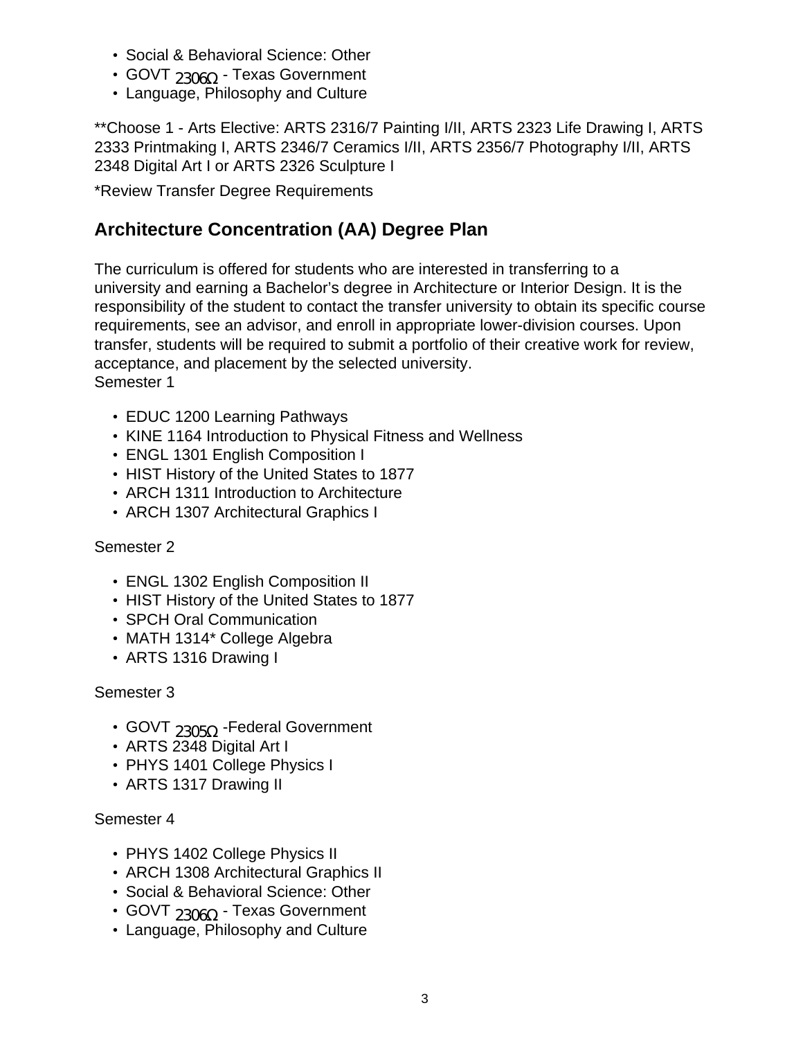- Social & Behavioral Science: Other
- GOVT 2306Ω - Texas Government
- Language, Philosophy and Culture

**Choose 1 - Arts Elective: ARTS 2316/7 Painting I/II, ARTS 2323 Life Drawing I, ARTS 2333 Printmaking I, ARTS 2346/7 Ceramics I/II, ARTS 2356/7 Photography I/II, ARTS 2348 Digital Art I or ARTS 2326 Sculpture I

*Review Transfer Degree Requirements

## Architecture Concentration (AA) Degree Plan

The curriculum is offered for students who are interested in transferring to a university and earning a Bachelor's degree in Architecture or Interior Design. It is the responsibility of the student to contact the transfer university to obtain its specific course requirements, see an advisor, and enroll in appropriate lower-division courses. Upon transfer, students will be required to submit a portfolio of their creative work for review, acceptance, and placement by the selected university.
Semester 1

- EDUC 1200 Learning Pathways
- KINE 1164 Introduction to Physical Fitness and Wellness
- ENGL 1301 English Composition I
- HIST History of the United States to 1877
- ARCH 1311 Introduction to Architecture
- ARCH 1307 Architectural Graphics I

Semester 2

- ENGL 1302 English Composition II
- HIST History of the United States to 1877
- SPCH Oral Communication
- MATH 1314* College Algebra
- ARTS 1316 Drawing I

Semester 3

- GOVT 2305Ω -Federal Government
- ARTS 2348 Digital Art I
- PHYS 1401 College Physics I
- ARTS 1317 Drawing II

Semester 4

- PHYS 1402 College Physics II
- ARCH 1308 Architectural Graphics II
- Social & Behavioral Science: Other
- GOVT 2306Ω - Texas Government
- Language, Philosophy and Culture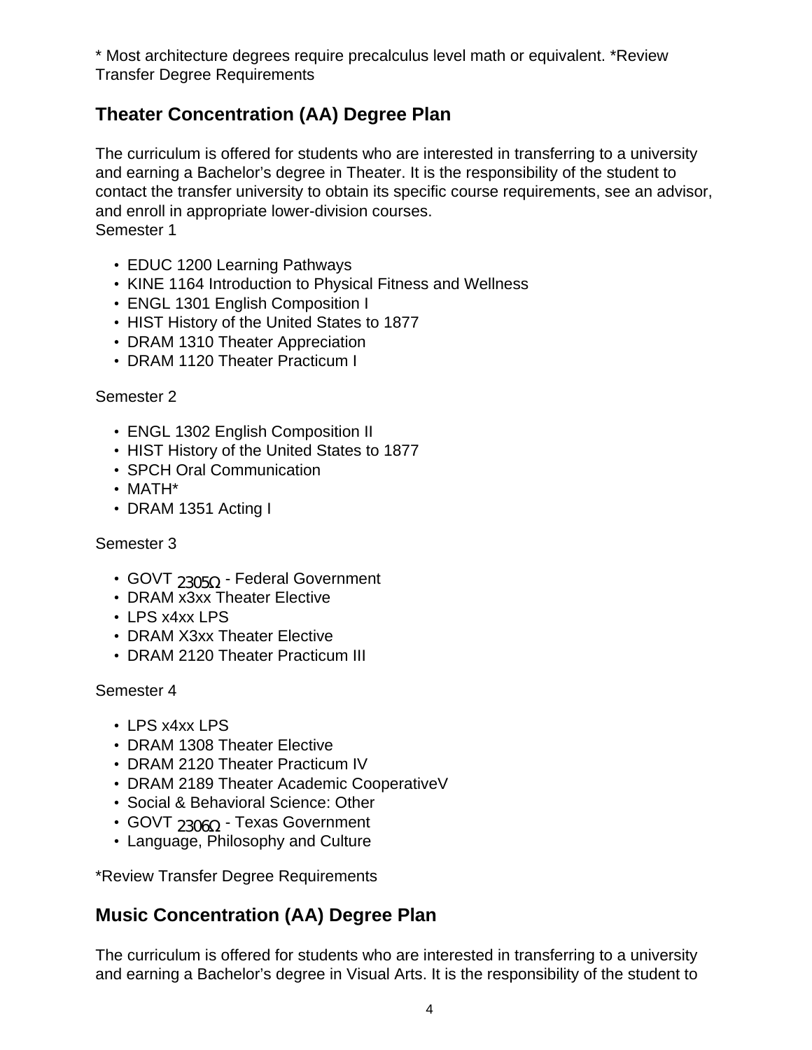* Most architecture degrees require precalculus level math or equivalent. *Review Transfer Degree Requirements

## Theater Concentration (AA) Degree Plan

The curriculum is offered for students who are interested in transferring to a university and earning a Bachelor's degree in Theater. It is the responsibility of the student to contact the transfer university to obtain its specific course requirements, see an advisor, and enroll in appropriate lower-division courses.
Semester 1

- EDUC 1200 Learning Pathways
- KINE 1164 Introduction to Physical Fitness and Wellness
- ENGL 1301 English Composition I
- HIST History of the United States to 1877
- DRAM 1310 Theater Appreciation
- DRAM 1120 Theater Practicum I

Semester 2

- ENGL 1302 English Composition II
- HIST History of the United States to 1877
- SPCH Oral Communication
- MATH*
- DRAM 1351 Acting I

Semester 3

- GOVT 2305Ω - Federal Government
- DRAM x3xx Theater Elective
- LPS x4xx LPS
- DRAM X3xx Theater Elective
- DRAM 2120 Theater Practicum III

Semester 4

- LPS x4xx LPS
- DRAM 1308 Theater Elective
- DRAM 2120 Theater Practicum IV
- DRAM 2189 Theater Academic CooperativeV
- Social & Behavioral Science: Other
- GOVT 2306Ω - Texas Government
- Language, Philosophy and Culture

*Review Transfer Degree Requirements

## Music Concentration (AA) Degree Plan

The curriculum is offered for students who are interested in transferring to a university and earning a Bachelor's degree in Visual Arts. It is the responsibility of the student to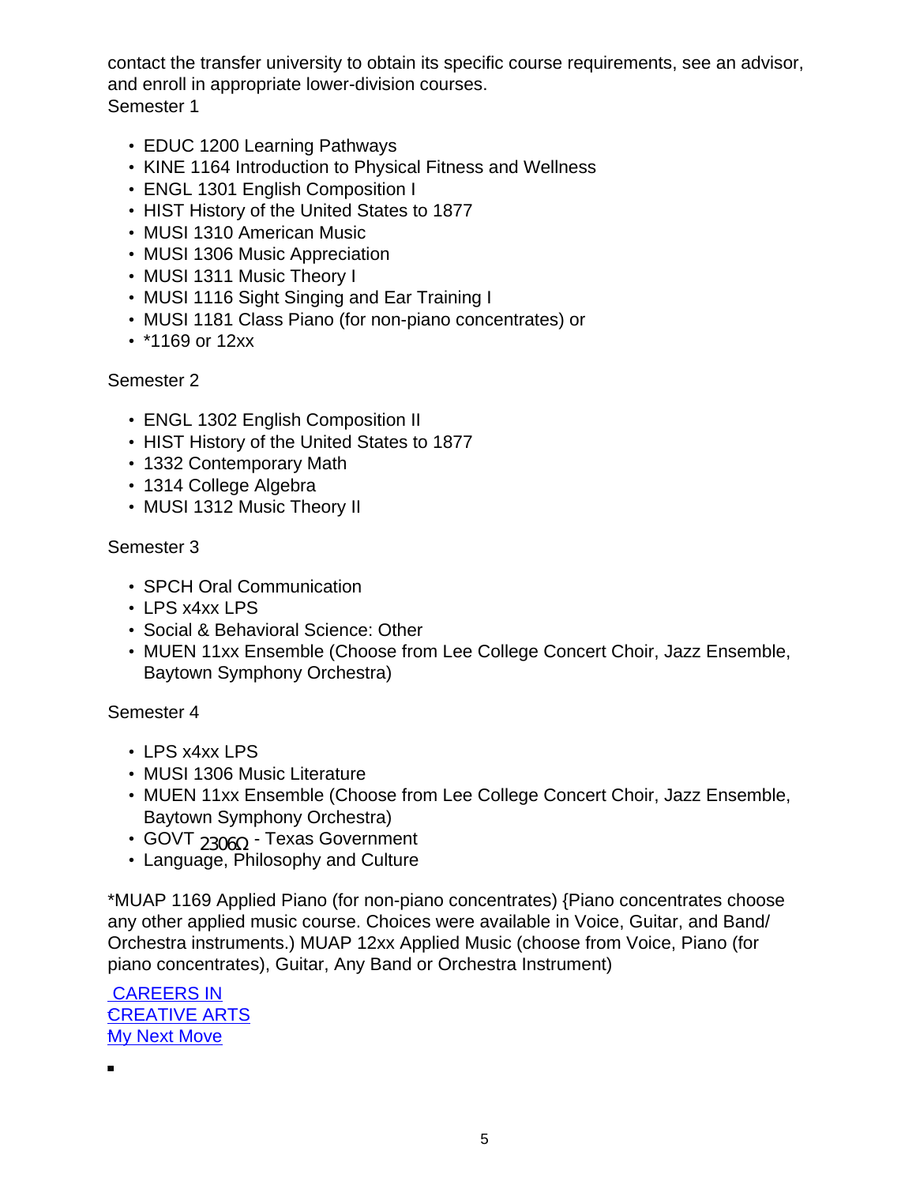contact the transfer university to obtain its specific course requirements, see an advisor, and enroll in appropriate lower-division courses.

Semester 1

- EDUC 1200 Learning Pathways
- KINE 1164 Introduction to Physical Fitness and Wellness
- ENGL 1301 English Composition I
- HIST History of the United States to 1877
- MUSI 1310 American Music
- MUSI 1306 Music Appreciation
- MUSI 1311 Music Theory I
- MUSI 1116 Sight Singing and Ear Training I
- MUSI 1181 Class Piano (for non-piano concentrates) or
- *1169 or 12xx

Semester 2

- ENGL 1302 English Composition II
- HIST History of the United States to 1877
- 1332 Contemporary Math
- 1314 College Algebra
- MUSI 1312 Music Theory II

Semester 3

- SPCH Oral Communication
- LPS x4xx LPS
- Social & Behavioral Science: Other
- MUEN 11xx Ensemble (Choose from Lee College Concert Choir, Jazz Ensemble, Baytown Symphony Orchestra)

Semester 4

- LPS x4xx LPS
- MUSI 1306 Music Literature
- MUEN 11xx Ensemble (Choose from Lee College Concert Choir, Jazz Ensemble, Baytown Symphony Orchestra)
- GOVT 2306Ω - Texas Government
- Language, Philosophy and Culture

*MUAP 1169 Applied Piano (for non-piano concentrates) {Piano concentrates choose any other applied music course. Choices were available in Voice, Guitar, and Band/ Orchestra instruments.) MUAP 12xx Applied Music (choose from Voice, Piano (for piano concentrates), Guitar, Any Band or Orchestra Instrument)

CAREERS IN CREATIVE ARTS
My Next Move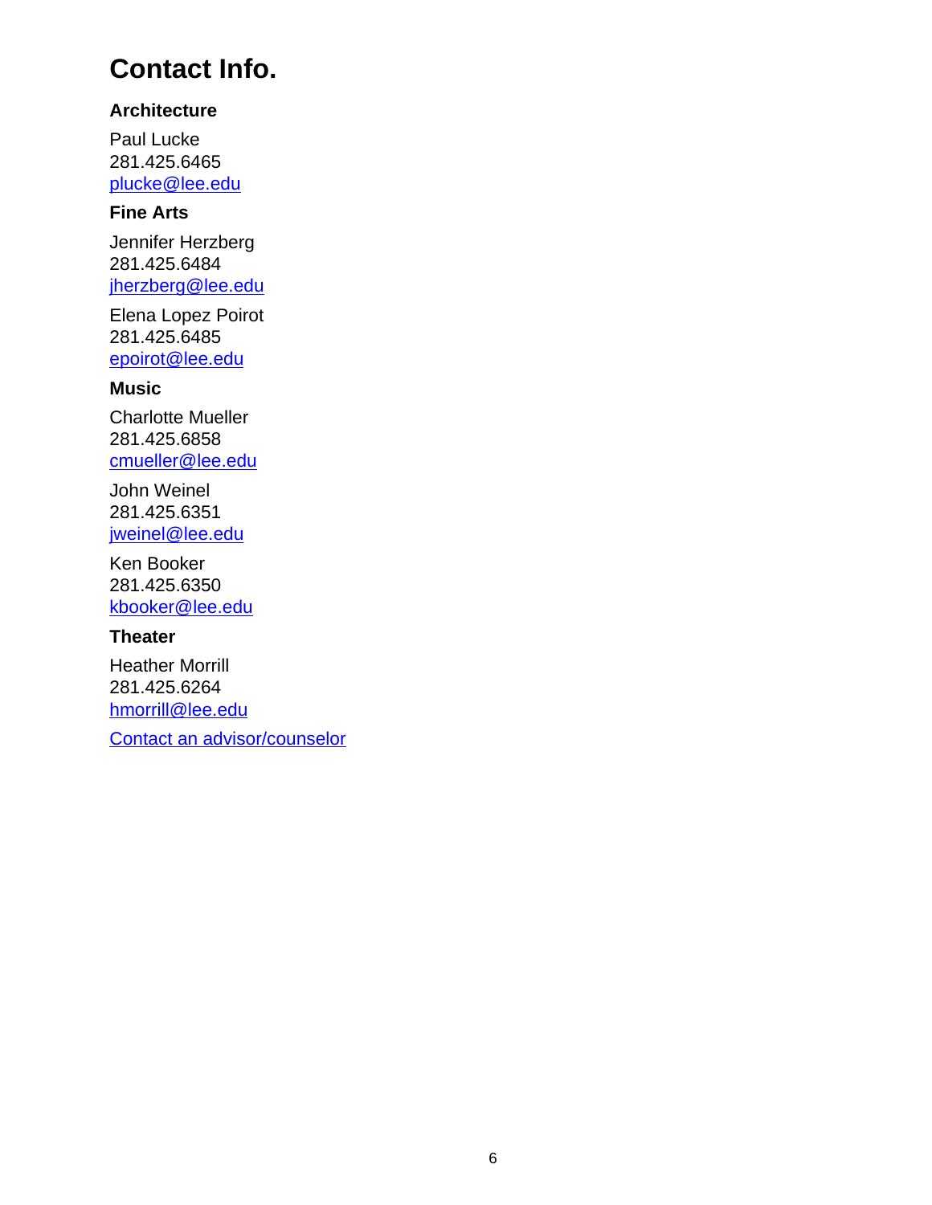# Contact Info.

### Architecture

Paul Lucke
281.425.6465
plucke@lee.edu

### Fine Arts

Jennifer Herzberg
281.425.6484
jherzberg@lee.edu

Elena Lopez Poirot
281.425.6485
epoirot@lee.edu

### Music

Charlotte Mueller
281.425.6858
cmueller@lee.edu

John Weinel
281.425.6351
jweinel@lee.edu

Ken Booker
281.425.6350
kbooker@lee.edu

### Theater

Heather Morrill
281.425.6264
hmorrill@lee.edu

Contact an advisor/counselor